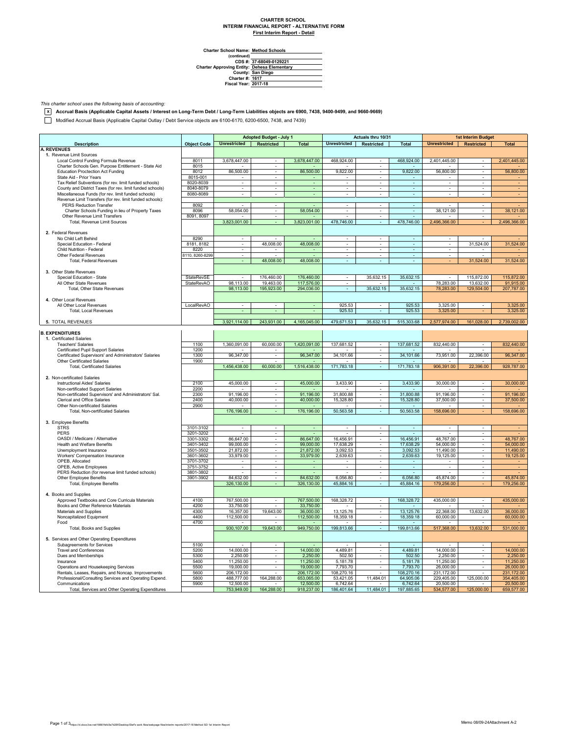# CHARTER SCHOOL
## INTERIM FINANCIAL REPORT - ALTERNATIVE FORM
### First Interim Report - Detail

**Charter School Name:** Method Schools
**(continued)**
**CDS #:** 37-68049-0129221
**Charter Approving Entity:** Dehesa Elementary
**County:** San Diego
**Charter #:** 1617
**Fiscal Year:** 2017-18

*This charter school uses the following basis of accounting:*

- [x] **Accrual Basis (Applicable Capital Assets / Interest on Long-Term Debt / Long-Term Liabilities objects are 6900, 7438, 9400-9499, and 9660-9669)**
- [ ] Modified Accrual Basis (Applicable Capital Outlay / Debt Service objects are 6100-6170, 6200-6500, 7438, and 7439)

| | | Adopted Budget - July 1 | | | Actuals thru 10/31 | | | 1st Interim Budget | | |
|---|---|---|---|---|---|---|---|---|---|---|
| **Description** | **Object Code** | **Unrestricted** | **Restricted** | **Total** | **Unrestricted** | **Restricted** | **Total** | **Unrestricted** | **Restricted** | **Total** |
| **A. REVENUES** | | | | | | | | | | |
| 1. Revenue Limit Sources | | | | | | | | | | |
| Local Control Funding Formula Revenue | 8011 | 3,678,447.00 | - | 3,678,447.00 | 468,924.00 | - | 468,924.00 | 2,401,445.00 | - | 2,401,445.00 |
| Charter Schools Gen. Purpose Entitlement - State Aid | 8015 | - | - | - | - | - | - | - | - | - |
| Education Proctection Act Funding | 8012 | 86,500.00 | - | 86,500.00 | 9,822.00 | - | 9,822.00 | 56,800.00 | - | 56,800.00 |
| State Aid - Prior Years | 8015-001 | - | - | - | - | - | - | - | - | - |
| Tax Relief Subventions (for rev. limit funded schools) | 8020-8039 | - | - | - | - | - | - | - | - | - |
| County and District Taxes (for rev. limit funded schools) | 8040-8079 | - | - | - | - | - | - | - | - | - |
| Miscellaneous Funds (for rev. limit funded schools) | 8080-8089 | - | - | - | - | - | - | - | - | - |
| Revenue Limit Transfers (for rev. limit funded schools): | | | | | | | | | | |
| PERS Reduction Transfer | 8092 | - | - | - | - | - | - | - | - | - |
| Charter Schools Funding in lieu of Property Taxes | 8096 | 58,054.00 | - | 58,054.00 | - | - | - | 38,121.00 | - | 38,121.00 |
| Other Revenue Limit Transfers | 8091, 8097 | - | - | - | - | - | - | - | - | - |
| Total, Revenue Limit Sources | | 3,823,001.00 | - | 3,823,001.00 | 478,746.00 | - | 478,746.00 | 2,496,366.00 | - | 2,496,366.00 |
| 2. Federal Revenues | | | | | | | | | | |
| No Child Left Behind | 8290 | - | - | - | - | - | - | - | - | - |
| Special Education - Federal | 8181, 8182 | - | 48,008.00 | 48,008.00 | - | - | - | - | 31,524.00 | 31,524.00 |
| Child Nutrition - Federal | 8220 | - | - | - | - | - | - | - | - | - |
| Other Federal Revenues | 8110, 8260-8299 | - | - | - | - | - | - | - | - | - |
| Total, Federal Revenues | | - | 48,008.00 | 48,008.00 | - | - | - | - | 31,524.00 | 31,524.00 |
| 3. Other State Revenues | | | | | | | | | | |
| Special Education - State | StateRevSE | - | 176,460.00 | 176,460.00 | - | 35,632.15 | 35,632.15 | - | 115,872.00 | 115,872.00 |
| All Other State Revenues | StateRevAO | 98,113.00 | 19,463.00 | 117,576.00 | - | - | - | 78,283.00 | 13,632.00 | 91,915.00 |
| Total, Other State Revenues | | 98,113.00 | 195,923.00 | 294,036.00 | - | 35,632.15 | 35,632.15 | 78,283.00 | 129,504.00 | 207,787.00 |
| 4. Other Local Revenues | | | | | | | | | | |
| All Other Local Revenues | LocalRevAO | - | - | - | 925.53 | - | 925.53 | 3,325.00 | - | 3,325.00 |
| Total, Local Revenues | | - | - | - | 925.53 | - | 925.53 | 3,325.00 | - | 3,325.00 |
| 5. TOTAL REVENUES | | 3,921,114.00 | 243,931.00 | 4,165,045.00 | 479,671.53 | 35,632.15 | 515,303.68 | 2,577,974.00 | 161,028.00 | 2,739,002.00 |
| **B. EXPENDITURES** | | | | | | | | | | |
| 1. Certificated Salaries | | | | | | | | | | |
| Teachers' Salaries | 1100 | 1,360,091.00 | 60,000.00 | 1,420,091.00 | 137,681.52 | - | 137,681.52 | 832,440.00 | - | 832,440.00 |
| Certificated Pupil Support Salaries | 1200 | - | - | - | - | - | - | - | - | - |
| Certificated Supervisors' and Administrators' Salaries | 1300 | 96,347.00 | - | 96,347.00 | 34,101.66 | - | 34,101.66 | 73,951.00 | 22,396.00 | 96,347.00 |
| Other Certificated Salaries | 1900 | - | - | - | - | - | - | - | - | - |
| Total, Certificated Salaries | | 1,456,438.00 | 60,000.00 | 1,516,438.00 | 171,783.18 | - | 171,783.18 | 906,391.00 | 22,396.00 | 928,787.00 |
| 2. Non-certificated Salaries | | | | | | | | | | |
| Instructional Aides' Salaries | 2100 | 45,000.00 | - | 45,000.00 | 3,433.90 | - | 3,433.90 | 30,000.00 | - | 30,000.00 |
| Non-certificated Support Salaries | 2200 | - | - | - | - | - | - | - | - | - |
| Non-certificated Supervisors' and Administrators' Sal. | 2300 | 91,196.00 | - | 91,196.00 | 31,800.88 | - | 31,800.88 | 91,196.00 | - | 91,196.00 |
| Clerical and Office Salaries | 2400 | 40,000.00 | - | 40,000.00 | 15,328.80 | - | 15,328.80 | 37,500.00 | - | 37,500.00 |
| Other Non-certificated Salaries | 2900 | - | - | - | - | - | - | - | - | - |
| Total, Non-certificated Salaries | | 176,196.00 | - | 176,196.00 | 50,563.58 | - | 50,563.58 | 158,696.00 | - | 158,696.00 |
| 3. Employee Benefits | | | | | | | | | | |
| STRS | 3101-3102 | - | - | - | - | - | - | - | - | - |
| PERS | 3201-3202 | - | - | - | - | - | - | - | - | - |
| OASDI / Medicare / Alternative | 3301-3302 | 86,647.00 | - | 86,647.00 | 16,456.91 | - | 16,456.91 | 48,767.00 | - | 48,767.00 |
| Health and Welfare Benefits | 3401-3402 | 99,000.00 | - | 99,000.00 | 17,638.29 | - | 17,638.29 | 54,000.00 | - | 54,000.00 |
| Unemployment Insurance | 3501-3502 | 21,872.00 | - | 21,872.00 | 3,092.53 | - | 3,092.53 | 11,490.00 | - | 11,490.00 |
| Workers' Compensation Insurance | 3601-3602 | 33,979.00 | - | 33,979.00 | 2,639.63 | - | 2,639.63 | 19,125.00 | - | 19,125.00 |
| OPEB, Allocated | 3701-3702 | - | - | - | - | - | - | - | - | - |
| OPEB, Active Employees | 3751-3752 | - | - | - | - | - | - | - | - | - |
| PERS Reduction (for revenue limit funded schools) | 3801-3802 | - | - | - | - | - | - | - | - | - |
| Other Employee Benefits | 3901-3902 | 84,632.00 | - | 84,632.00 | 6,056.80 | - | 6,056.80 | 45,874.00 | - | 45,874.00 |
| Total, Employee Benefits | | 326,130.00 | - | 326,130.00 | 45,884.16 | - | 45,884.16 | 179,256.00 | - | 179,256.00 |
| 4. Books and Supplies | | | | | | | | | | |
| Approved Textbooks and Core Curricula Materials | 4100 | 767,500.00 | - | 767,500.00 | 168,328.72 | - | 168,328.72 | 435,000.00 | - | 435,000.00 |
| Books and Other Reference Materials | 4200 | 33,750.00 | - | 33,750.00 | - | - | - | - | - | - |
| Materials and Supplies | 4300 | 16,357.00 | 19,643.00 | 36,000.00 | 13,125.76 | - | 13,125.76 | 22,368.00 | 13,632.00 | 36,000.00 |
| Noncapitalized Equipment | 4400 | 112,500.00 | - | 112,500.00 | 18,359.18 | - | 18,359.18 | 60,000.00 | - | 60,000.00 |
| Food | 4700 | - | - | - | - | - | - | - | - | - |
| Total, Books and Supplies | | 930,107.00 | 19,643.00 | 949,750.00 | 199,813.66 | - | 199,813.66 | 517,368.00 | 13,632.00 | 531,000.00 |
| 5. Services and Other Operating Expenditures | | | | | | | | | | |
| Subagreements for Services | 5100 | - | - | - | - | - | - | - | - | - |
| Travel and Conferences | 5200 | 14,000.00 | - | 14,000.00 | 4,489.81 | - | 4,489.81 | 14,000.00 | - | 14,000.00 |
| Dues and Memberships | 5300 | 2,250.00 | - | 2,250.00 | 502.50 | - | 502.50 | 2,250.00 | - | 2,250.00 |
| Insurance | 5400 | 11,250.00 | - | 11,250.00 | 5,181.78 | - | 5,181.78 | 11,250.00 | - | 11,250.00 |
| Operations and Housekeeping Services | 5500 | 19,000.00 | - | 19,000.00 | 7,793.70 | - | 7,793.70 | 26,000.00 | - | 26,000.00 |
| Rentals, Leases, Repairs, and Noncap. Improvements | 5600 | 206,172.00 | - | 206,172.00 | 108,270.16 | - | 108,270.16 | 231,172.00 | - | 231,172.00 |
| Professional/Consulting Services and Operating Expend. | 5800 | 488,777.00 | 164,288.00 | 653,065.00 | 53,421.05 | 11,484.01 | 64,905.06 | 229,405.00 | 125,000.00 | 354,405.00 |
| Communications | 5900 | 12,500.00 | - | 12,500.00 | 6,742.64 | - | 6,742.64 | 20,500.00 | - | 20,500.00 |
| Total, Services and Other Operating Expenditures | | 753,949.00 | 164,288.00 | 918,237.00 | 186,401.64 | 11,484.01 | 197,885.65 | 534,577.00 | 125,000.00 | 659,577.00 |

Memo 08/09-24Attachment A-2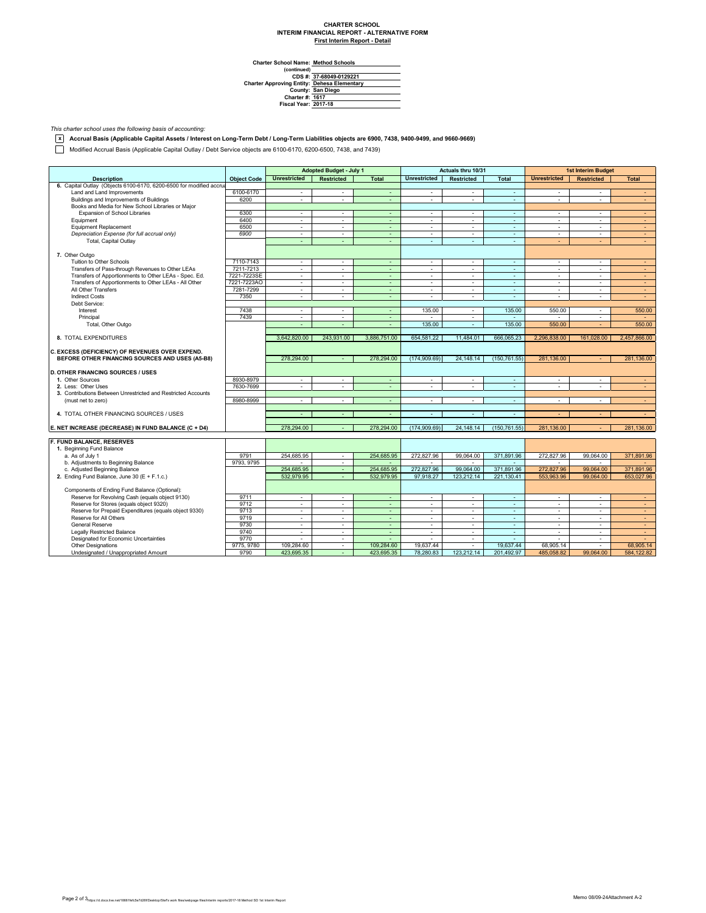**CHARTER SCHOOL**
**INTERIM FINANCIAL REPORT - ALTERNATIVE FORM**
**First Interim Report - Detail**

Charter School Name: **Method Schools**
(continued)
CDS #: **37-68049-0129221**
Charter Approving Entity: **Dehesa Elementary**
County: **San Diego**
Charter #: **1617**
Fiscal Year: **2017-18**

*This charter school uses the following basis of accounting:*

- [x] **Accrual Basis (Applicable Capital Assets / Interest on Long-Term Debt / Long-Term Liabilities objects are 6900, 7438, 9400-9499, and 9660-9669)**
- [ ] Modified Accrual Basis (Applicable Capital Outlay / Debt Service objects are 6100-6170, 6200-6500, 7438, and 7439)

| Description | Object Code | Adopted Budget - July 1 | | | Actuals thru 10/31 | | | 1st Interim Budget | | |
|---|---|---|---|---|---|---|---|---|---|---|
| | | Unrestricted | Restricted | Total | Unrestricted | Restricted | Total | Unrestricted | Restricted | Total |
| 6. Capital Outlay (Objects 6100-6170, 6200-6500 for modified accrual | | | | | | | | | | |
| Land and Land Improvements | 6100-6170 | - | - | - | - | - | - | - | - | - |
| Buildings and Improvements of Buildings | 6200 | - | - | - | - | - | - | - | - | - |
| Books and Media for New School Libraries or Major Expansion of School Libraries | 6300 | - | - | - | - | - | - | - | - | - |
| Equipment | 6400 | - | - | - | - | - | - | - | - | - |
| Equipment Replacement | 6500 | - | - | - | - | - | - | - | - | - |
| *Depreciation Expense (for full accrual only)* | *6900* | - | - | - | - | - | - | - | - | - |
| Total, Capital Outlay | | - | - | - | - | - | - | - | - | - |
| 7. Other Outgo | | | | | | | | | | |
| Tuition to Other Schools | 7110-7143 | - | - | - | - | - | - | - | - | - |
| Transfers of Pass-through Revenues to Other LEAs | 7211-7213 | - | - | - | - | - | - | - | - | - |
| Transfers of Apportionments to Other LEAs - Spec. Ed. | 7221-7223SE | - | - | - | - | - | - | - | - | - |
| Transfers of Apportionments to Other LEAs - All Other | 7221-7223AO | - | - | - | - | - | - | - | - | - |
| All Other Transfers | 7281-7299 | - | - | - | - | - | - | - | - | - |
| Indirect Costs | 7350 | - | - | - | - | - | - | - | - | - |
| Debt Service: | | | | | | | | | | |
| Interest | 7438 | - | - | - | 135.00 | - | 135.00 | 550.00 | - | 550.00 |
| Principal | 7439 | - | - | - | - | - | - | - | - | - |
| Total, Other Outgo | | - | - | - | 135.00 | - | 135.00 | 550.00 | - | 550.00 |
| 8. TOTAL EXPENDITURES | | 3,642,820.00 | 243,931.00 | 3,886,751.00 | 654,581.22 | 11,484.01 | 666,065.23 | 2,296,838.00 | 161,028.00 | 2,457,866.00 |
| **C. EXCESS (DEFICIENCY) OF REVENUES OVER EXPEND. BEFORE OTHER FINANCING SOURCES AND USES (A5-B8)** | | 278,294.00 | - | 278,294.00 | (174,909.69) | 24,148.14 | (150,761.55) | 281,136.00 | - | 281,136.00 |
| **D. OTHER FINANCING SOURCES / USES** | | | | | | | | | | |
| 1. Other Sources | 8930-8979 | - | - | - | - | - | - | - | - | - |
| 2. Less: Other Uses | 7630-7699 | - | - | - | - | - | - | - | - | - |
| 3. Contributions Between Unrestricted and Restricted Accounts (must net to zero) | 8980-8999 | - | - | - | - | - | - | - | - | - |
| 4. TOTAL OTHER FINANCING SOURCES / USES | | - | - | - | - | - | - | - | - | - |
| **E. NET INCREASE (DECREASE) IN FUND BALANCE (C + D4)** | | 278,294.00 | - | 278,294.00 | (174,909.69) | 24,148.14 | (150,761.55) | 281,136.00 | - | 281,136.00 |
| **F. FUND BALANCE, RESERVES** | | | | | | | | | | |
| 1. Beginning Fund Balance | | | | | | | | | | |
| a. As of July 1 | 9791 | 254,685.95 | - | 254,685.95 | 272,827.96 | 99,064.00 | 371,891.96 | 272,827.96 | 99,064.00 | 371,891.96 |
| b. Adjustments to Beginning Balance | 9793, 9795 | - | - | - | - | - | - | - | - | - |
| c. Adjusted Beginning Balance | | 254,685.95 | - | 254,685.95 | 272,827.96 | 99,064.00 | 371,891.96 | 272,827.96 | 99,064.00 | 371,891.96 |
| 2. Ending Fund Balance, June 30 (E + F.1.c.) | | 532,979.95 | - | 532,979.95 | 97,918.27 | 123,212.14 | 221,130.41 | 553,963.96 | 99,064.00 | 653,027.96 |
| Components of Ending Fund Balance (Optional): | | | | | | | | | | |
| Reserve for Revolving Cash (equals object 9130) | 9711 | - | - | - | - | - | - | - | - | - |
| Reserve for Stores (equals object 9320) | 9712 | - | - | - | - | - | - | - | - | - |
| Reserve for Prepaid Expenditures (equals object 9330) | 9713 | - | - | - | - | - | - | - | - | - |
| Reserve for All Others | 9719 | - | - | - | - | - | - | - | - | - |
| General Reserve | 9730 | - | - | - | - | - | - | - | - | - |
| Legally Restricted Balance | 9740 | - | - | - | - | - | - | - | - | - |
| Designated for Economic Uncertainties | 9770 | - | - | - | - | - | - | - | - | - |
| Other Designations | 9775, 9780 | 109,284.60 | - | 109,284.60 | 19,637.44 | - | 19,637.44 | 68,905.14 | - | 68,905.14 |
| Undesignated / Unappropriated Amount | 9790 | 423,695.35 | - | 423,695.35 | 78,280.83 | 123,212.14 | 201,492.97 | 485,058.82 | 99,064.00 | 584,122.82 |

Memo 08/09-24Attachment A-2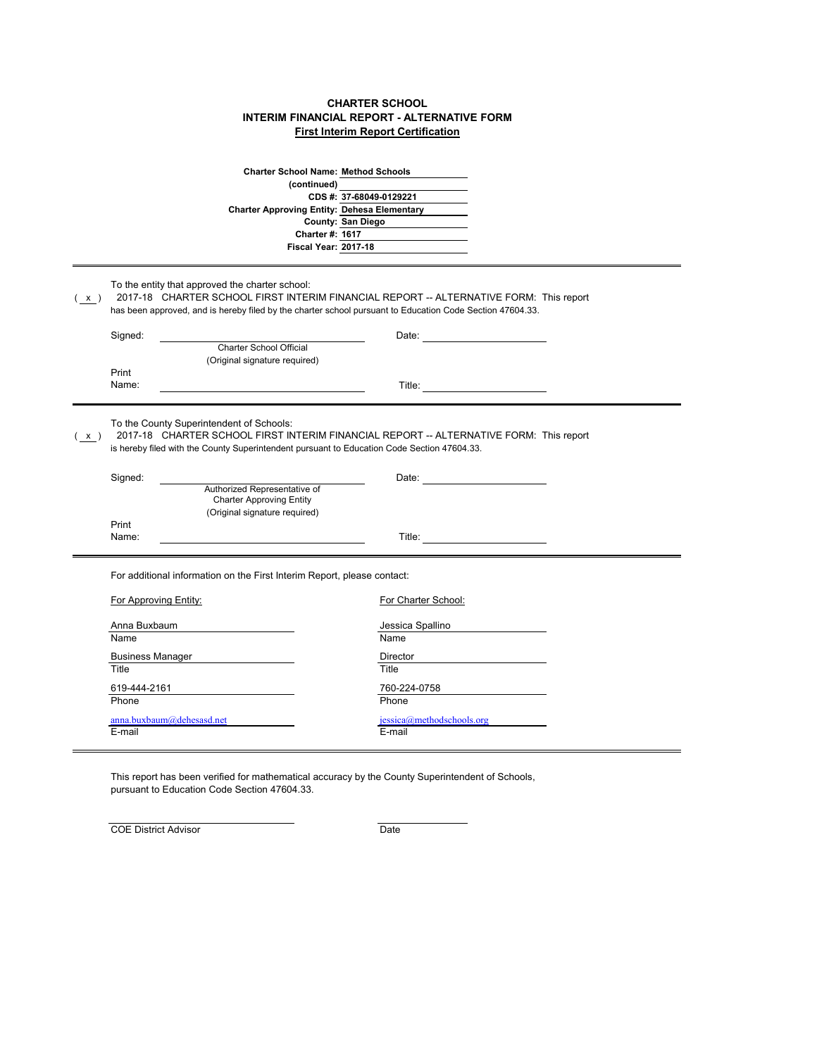**CHARTER SCHOOL**
**INTERIM FINANCIAL REPORT - ALTERNATIVE FORM**
**First Interim Report Certification**

**Charter School Name:** Method Schools
**(continued)**
**CDS #:** 37-68049-0129221
**Charter Approving Entity:** Dehesa Elementary
**County:** San Diego
**Charter #:** 1617
**Fiscal Year:** 2017-18

---

To the entity that approved the charter school:

( x ) 2017-18 CHARTER SCHOOL FIRST INTERIM FINANCIAL REPORT -- ALTERNATIVE FORM: This report has been approved, and is hereby filed by the charter school pursuant to Education Code Section 47604.33.

Signed: ______________________________ Date: ____________________
Charter School Official
(Original signature required)

Print Name: ______________________________ Title: ____________________

---

To the County Superintendent of Schools:

( x ) 2017-18 CHARTER SCHOOL FIRST INTERIM FINANCIAL REPORT -- ALTERNATIVE FORM: This report is hereby filed with the County Superintendent pursuant to Education Code Section 47604.33.

Signed: ______________________________ Date: ____________________
Authorized Representative of Charter Approving Entity
(Original signature required)

Print Name: ______________________________ Title: ____________________

---

For additional information on the First Interim Report, please contact:

| For Approving Entity: | For Charter School: |
| --- | --- |
| Anna Buxbaum | Jessica Spallino |
| Name | Name |
| Business Manager | Director |
| Title | Title |
| 619-444-2161 | 760-224-0758 |
| Phone | Phone |
| anna.buxbaum@dehesasd.net | jessica@methodschools.org |
| E-mail | E-mail |

---

This report has been verified for mathematical accuracy by the County Superintendent of Schools, pursuant to Education Code Section 47604.33.

______________________________ ____________________
COE District Advisor Date